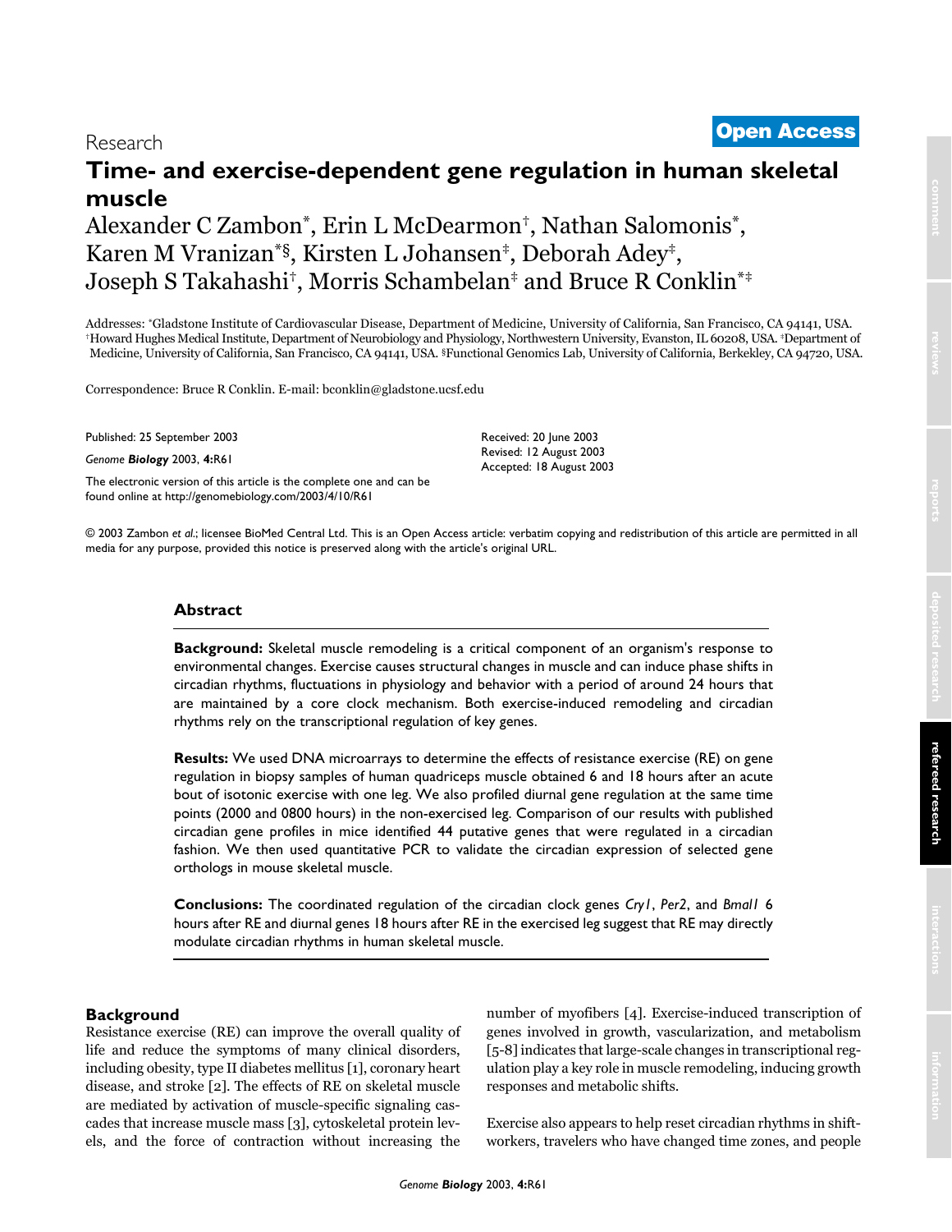Research

**Open Access**

# Time- and exercise-dependent gene regulation in human skeletal muscle

Alexander C Zambon[*], Erin L McDearmon[†], Nathan Salomonis[*], Karen M Vranizan[*§], Kirsten L Johansen[‡], Deborah Adey[‡], Joseph S Takahashi[†], Morris Schambelan[‡] and Bruce R Conklin[*‡]

Addresses: [*]Gladstone Institute of Cardiovascular Disease, Department of Medicine, University of California, San Francisco, CA 94141, USA. [†]Howard Hughes Medical Institute, Department of Neurobiology and Physiology, Northwestern University, Evanston, IL 60208, USA. [‡]Department of Medicine, University of California, San Francisco, CA 94141, USA. [§]Functional Genomics Lab, University of California, Berkekley, CA 94720, USA.

Correspondence: Bruce R Conklin. E-mail: bconklin@gladstone.ucsf.edu

Published: 25 September 2003

*Genome* ***Biology*** 2003, **4:**R61

The electronic version of this article is the complete one and can be found online at http://genomebiology.com/2003/4/10/R61

Received: 20 June 2003
Revised: 12 August 2003
Accepted: 18 August 2003

© 2003 Zambon *et al.*; licensee BioMed Central Ltd. This is an Open Access article: verbatim copying and redistribution of this article are permitted in all media for any purpose, provided this notice is preserved along with the article's original URL.

## Abstract

**Background:** Skeletal muscle remodeling is a critical component of an organism's response to environmental changes. Exercise causes structural changes in muscle and can induce phase shifts in circadian rhythms, fluctuations in physiology and behavior with a period of around 24 hours that are maintained by a core clock mechanism. Both exercise-induced remodeling and circadian rhythms rely on the transcriptional regulation of key genes.

**Results:** We used DNA microarrays to determine the effects of resistance exercise (RE) on gene regulation in biopsy samples of human quadriceps muscle obtained 6 and 18 hours after an acute bout of isotonic exercise with one leg. We also profiled diurnal gene regulation at the same time points (2000 and 0800 hours) in the non-exercised leg. Comparison of our results with published circadian gene profiles in mice identified 44 putative genes that were regulated in a circadian fashion. We then used quantitative PCR to validate the circadian expression of selected gene orthologs in mouse skeletal muscle.

**Conclusions:** The coordinated regulation of the circadian clock genes *Cry1*, *Per2*, and *Bmal1* 6 hours after RE and diurnal genes 18 hours after RE in the exercised leg suggest that RE may directly modulate circadian rhythms in human skeletal muscle.

## Background

Resistance exercise (RE) can improve the overall quality of life and reduce the symptoms of many clinical disorders, including obesity, type II diabetes mellitus [1], coronary heart disease, and stroke [2]. The effects of RE on skeletal muscle are mediated by activation of muscle-specific signaling cascades that increase muscle mass [3], cytoskeletal protein levels, and the force of contraction without increasing the number of myofibers [4]. Exercise-induced transcription of genes involved in growth, vascularization, and metabolism [5-8] indicates that large-scale changes in transcriptional regulation play a key role in muscle remodeling, inducing growth responses and metabolic shifts.

Exercise also appears to help reset circadian rhythms in shift-workers, travelers who have changed time zones, and people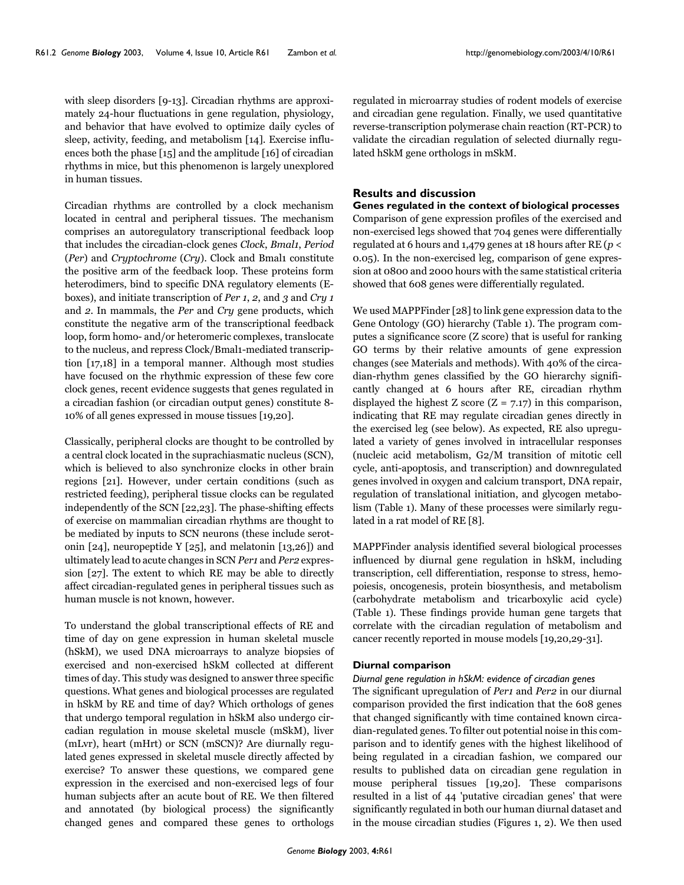with sleep disorders [9-13]. Circadian rhythms are approximately 24-hour fluctuations in gene regulation, physiology, and behavior that have evolved to optimize daily cycles of sleep, activity, feeding, and metabolism [14]. Exercise influences both the phase [15] and the amplitude [16] of circadian rhythms in mice, but this phenomenon is largely unexplored in human tissues.

Circadian rhythms are controlled by a clock mechanism located in central and peripheral tissues. The mechanism comprises an autoregulatory transcriptional feedback loop that includes the circadian-clock genes *Clock*, *Bmal1*, *Period* (*Per*) and *Cryptochrome* (*Cry*). Clock and Bmal1 constitute the positive arm of the feedback loop. These proteins form heterodimers, bind to specific DNA regulatory elements (E-boxes), and initiate transcription of *Per 1*, *2*, and *3* and *Cry 1* and *2*. In mammals, the *Per* and *Cry* gene products, which constitute the negative arm of the transcriptional feedback loop, form homo- and/or heteromeric complexes, translocate to the nucleus, and repress Clock/Bmal1-mediated transcription [17,18] in a temporal manner. Although most studies have focused on the rhythmic expression of these few core clock genes, recent evidence suggests that genes regulated in a circadian fashion (or circadian output genes) constitute 8-10% of all genes expressed in mouse tissues [19,20].

Classically, peripheral clocks are thought to be controlled by a central clock located in the suprachiasmatic nucleus (SCN), which is believed to also synchronize clocks in other brain regions [21]. However, under certain conditions (such as restricted feeding), peripheral tissue clocks can be regulated independently of the SCN [22,23]. The phase-shifting effects of exercise on mammalian circadian rhythms are thought to be mediated by inputs to SCN neurons (these include serotonin [24], neuropeptide Y [25], and melatonin [13,26]) and ultimately lead to acute changes in SCN *Per1* and *Per2* expression [27]. The extent to which RE may be able to directly affect circadian-regulated genes in peripheral tissues such as human muscle is not known, however.

To understand the global transcriptional effects of RE and time of day on gene expression in human skeletal muscle (hSkM), we used DNA microarrays to analyze biopsies of exercised and non-exercised hSkM collected at different times of day. This study was designed to answer three specific questions. What genes and biological processes are regulated in hSkM by RE and time of day? Which orthologs of genes that undergo temporal regulation in hSkM also undergo circadian regulation in mouse skeletal muscle (mSkM), liver (mLvr), heart (mHrt) or SCN (mSCN)? Are diurnally regulated genes expressed in skeletal muscle directly affected by exercise? To answer these questions, we compared gene expression in the exercised and non-exercised legs of four human subjects after an acute bout of RE. We then filtered and annotated (by biological process) the significantly changed genes and compared these genes to orthologs regulated in microarray studies of rodent models of exercise and circadian gene regulation. Finally, we used quantitative reverse-transcription polymerase chain reaction (RT-PCR) to validate the circadian regulation of selected diurnally regulated hSkM gene orthologs in mSkM.

## Results and discussion

### Genes regulated in the context of biological processes

Comparison of gene expression profiles of the exercised and non-exercised legs showed that 704 genes were differentially regulated at 6 hours and 1,479 genes at 18 hours after RE ($p < 0.05$). In the non-exercised leg, comparison of gene expression at 0800 and 2000 hours with the same statistical criteria showed that 608 genes were differentially regulated.

We used MAPPFinder [28] to link gene expression data to the Gene Ontology (GO) hierarchy (Table 1). The program computes a significance score (Z score) that is useful for ranking GO terms by their relative amounts of gene expression changes (see Materials and methods). With 40% of the circadian-rhythm genes classified by the GO hierarchy significantly changed at 6 hours after RE, circadian rhythm displayed the highest Z score ($Z = 7.17$) in this comparison, indicating that RE may regulate circadian genes directly in the exercised leg (see below). As expected, RE also upregulated a variety of genes involved in intracellular responses (nucleic acid metabolism, G2/M transition of mitotic cell cycle, anti-apoptosis, and transcription) and downregulated genes involved in oxygen and calcium transport, DNA repair, regulation of translational initiation, and glycogen metabolism (Table 1). Many of these processes were similarly regulated in a rat model of RE [8].

MAPPFinder analysis identified several biological processes influenced by diurnal gene regulation in hSkM, including transcription, cell differentiation, response to stress, hemopoiesis, oncogenesis, protein biosynthesis, and metabolism (carbohydrate metabolism and tricarboxylic acid cycle) (Table 1). These findings provide human gene targets that correlate with the circadian regulation of metabolism and cancer recently reported in mouse models [19,20,29-31].

### Diurnal comparison

#### *Diurnal gene regulation in hSkM: evidence of circadian genes*

The significant upregulation of *Per1* and *Per2* in our diurnal comparison provided the first indication that the 608 genes that changed significantly with time contained known circadian-regulated genes. To filter out potential noise in this comparison and to identify genes with the highest likelihood of being regulated in a circadian fashion, we compared our results to published data on circadian gene regulation in mouse peripheral tissues [19,20]. These comparisons resulted in a list of 44 'putative circadian genes' that were significantly regulated in both our human diurnal dataset and in the mouse circadian studies (Figures 1, 2). We then used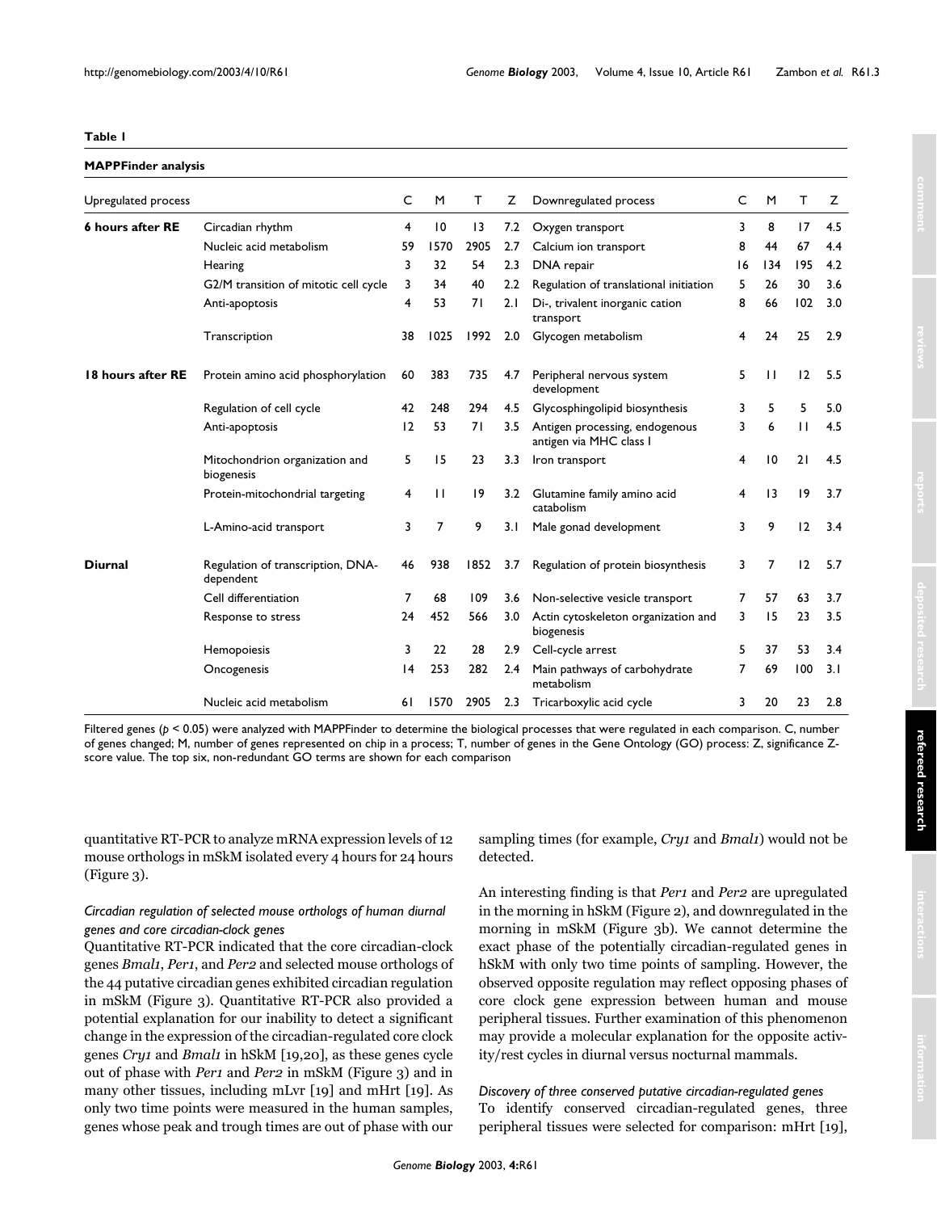**Table 1**

**MAPPFinder analysis**

| Upregulated process | | C | M | T | Z | Downregulated process | C | M | T | Z |
|---|---|---|---|---|---|---|---|---|---|---|
| **6 hours after RE** | Circadian rhythm | 4 | 10 | 13 | 7.2 | Oxygen transport | 3 | 8 | 17 | 4.5 |
| | Nucleic acid metabolism | 59 | 1570 | 2905 | 2.7 | Calcium ion transport | 8 | 44 | 67 | 4.4 |
| | Hearing | 3 | 32 | 54 | 2.3 | DNA repair | 16 | 134 | 195 | 4.2 |
| | G2/M transition of mitotic cell cycle | 3 | 34 | 40 | 2.2 | Regulation of translational initiation | 5 | 26 | 30 | 3.6 |
| | Anti-apoptosis | 4 | 53 | 71 | 2.1 | Di-, trivalent inorganic cation transport | 8 | 66 | 102 | 3.0 |
| | Transcription | 38 | 1025 | 1992 | 2.0 | Glycogen metabolism | 4 | 24 | 25 | 2.9 |
| **18 hours after RE** | Protein amino acid phosphorylation | 60 | 383 | 735 | 4.7 | Peripheral nervous system development | 5 | 11 | 12 | 5.5 |
| | Regulation of cell cycle | 42 | 248 | 294 | 4.5 | Glycosphingolipid biosynthesis | 3 | 5 | 5 | 5.0 |
| | Anti-apoptosis | 12 | 53 | 71 | 3.5 | Antigen processing, endogenous antigen via MHC class I | 3 | 6 | 11 | 4.5 |
| | Mitochondrion organization and biogenesis | 5 | 15 | 23 | 3.3 | Iron transport | 4 | 10 | 21 | 4.5 |
| | Protein-mitochondrial targeting | 4 | 11 | 19 | 3.2 | Glutamine family amino acid catabolism | 4 | 13 | 19 | 3.7 |
| | L-Amino-acid transport | 3 | 7 | 9 | 3.1 | Male gonad development | 3 | 9 | 12 | 3.4 |
| **Diurnal** | Regulation of transcription, DNA-dependent | 46 | 938 | 1852 | 3.7 | Regulation of protein biosynthesis | 3 | 7 | 12 | 5.7 |
| | Cell differentiation | 7 | 68 | 109 | 3.6 | Non-selective vesicle transport | 7 | 57 | 63 | 3.7 |
| | Response to stress | 24 | 452 | 566 | 3.0 | Actin cytoskeleton organization and biogenesis | 3 | 15 | 23 | 3.5 |
| | Hemopoiesis | 3 | 22 | 28 | 2.9 | Cell-cycle arrest | 5 | 37 | 53 | 3.4 |
| | Oncogenesis | 14 | 253 | 282 | 2.4 | Main pathways of carbohydrate metabolism | 7 | 69 | 100 | 3.1 |
| | Nucleic acid metabolism | 61 | 1570 | 2905 | 2.3 | Tricarboxylic acid cycle | 3 | 20 | 23 | 2.8 |

Filtered genes ($p < 0.05$) were analyzed with MAPPFinder to determine the biological processes that were regulated in each comparison. C, number of genes changed; M, number of genes represented on chip in a process; T, number of genes in the Gene Ontology (GO) process: Z, significance Z-score value. The top six, non-redundant GO terms are shown for each comparison

quantitative RT-PCR to analyze mRNA expression levels of 12 mouse orthologs in mSkM isolated every 4 hours for 24 hours (Figure 3).

### *Circadian regulation of selected mouse orthologs of human diurnal genes and core circadian-clock genes*

Quantitative RT-PCR indicated that the core circadian-clock genes *Bmal1*, *Per1*, and *Per2* and selected mouse orthologs of the 44 putative circadian genes exhibited circadian regulation in mSkM (Figure 3). Quantitative RT-PCR also provided a potential explanation for our inability to detect a significant change in the expression of the circadian-regulated core clock genes *Cry1* and *Bmal1* in hSkM [19,20], as these genes cycle out of phase with *Per1* and *Per2* in mSkM (Figure 3) and in many other tissues, including mLvr [19] and mHrt [19]. As only two time points were measured in the human samples, genes whose peak and trough times are out of phase with our sampling times (for example, *Cry1* and *Bmal1*) would not be detected.

An interesting finding is that *Per1* and *Per2* are upregulated in the morning in hSkM (Figure 2), and downregulated in the morning in mSkM (Figure 3b). We cannot determine the exact phase of the potentially circadian-regulated genes in hSkM with only two time points of sampling. However, the observed opposite regulation may reflect opposing phases of core clock gene expression between human and mouse peripheral tissues. Further examination of this phenomenon may provide a molecular explanation for the opposite activity/rest cycles in diurnal versus nocturnal mammals.

### *Discovery of three conserved putative circadian-regulated genes*

To identify conserved circadian-regulated genes, three peripheral tissues were selected for comparison: mHrt [19],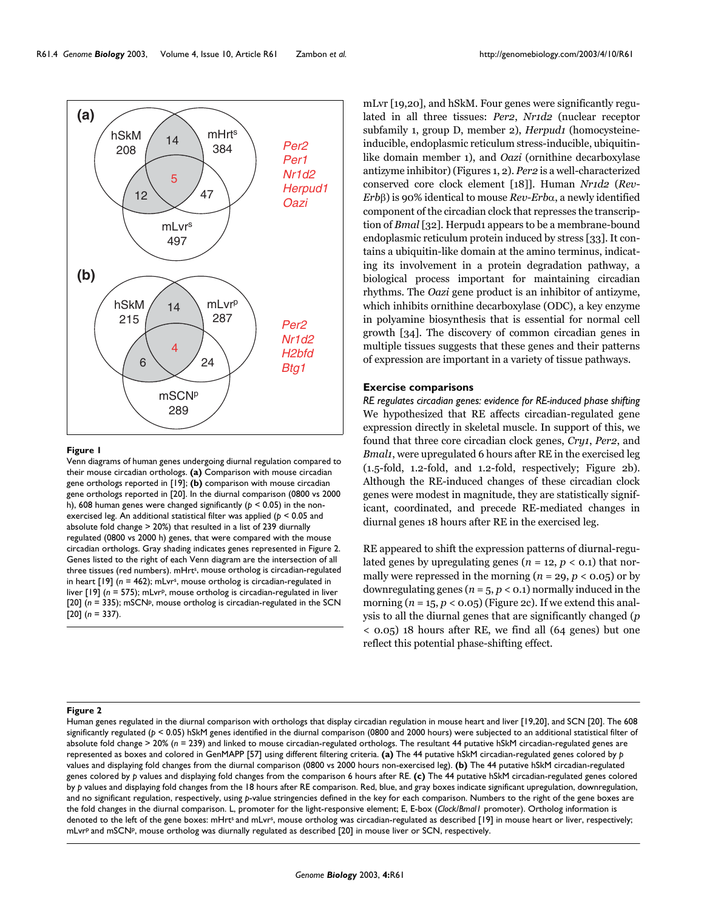**Figure 1**

Venn diagrams of human genes undergoing diurnal regulation compared to their mouse circadian orthologs. **(a)** Comparison with mouse circadian gene orthologs reported in [19]; **(b)** comparison with mouse circadian gene orthologs reported in [20]. In the diurnal comparison (0800 vs 2000 h), 608 human genes were changed significantly ($p < 0.05$) in the non-exercised leg. An additional statistical filter was applied ($p < 0.05$ and absolute fold change > 20%) that resulted in a list of 239 diurnally regulated (0800 vs 2000 h) genes, that were compared with the mouse circadian orthologs. Gray shading indicates genes represented in Figure 2. Genes listed to the right of each Venn diagram are the intersection of all three tissues (red numbers). mHrt[s], mouse ortholog is circadian-regulated in heart [19] ($n$ = 462); mLvr[s], mouse ortholog is circadian-regulated in liver [19] ($n$ = 575); mLvr[p], mouse ortholog is circadian-regulated in liver [20] ($n$ = 335); mSCN[p], mouse ortholog is circadian-regulated in the SCN [20] ($n$ = 337).

mLvr [19,20], and hSkM. Four genes were significantly regulated in all three tissues: *Per2*, *Nr1d2* (nuclear receptor subfamily 1, group D, member 2), *Herpud1* (homocysteine-inducible, endoplasmic reticulum stress-inducible, ubiquitin-like domain member 1), and *Oazi* (ornithine decarboxylase antizyme inhibitor) (Figures 1, 2). *Per2* is a well-characterized conserved core clock element [18]]. Human *Nr1d2* (*Rev-Erbβ*) is 90% identical to mouse *Rev-Erbα*, a newly identified component of the circadian clock that represses the transcription of *Bmal* [32]. Herpud1 appears to be a membrane-bound endoplasmic reticulum protein induced by stress [33]. It contains a ubiquitin-like domain at the amino terminus, indicating its involvement in a protein degradation pathway, a biological process important for maintaining circadian rhythms. The *Oazi* gene product is an inhibitor of antizyme, which inhibits ornithine decarboxylase (ODC), a key enzyme in polyamine biosynthesis that is essential for normal cell growth [34]. The discovery of common circadian genes in multiple tissues suggests that these genes and their patterns of expression are important in a variety of tissue pathways.

### Exercise comparisons

*RE regulates circadian genes: evidence for RE-induced phase shifting*

We hypothesized that RE affects circadian-regulated gene expression directly in skeletal muscle. In support of this, we found that three core circadian clock genes, *Cry1*, *Per2*, and *Bmal1*, were upregulated 6 hours after RE in the exercised leg (1.5-fold, 1.2-fold, and 1.2-fold, respectively; Figure 2b). Although the RE-induced changes of these circadian clock genes were modest in magnitude, they are statistically significant, coordinated, and precede RE-mediated changes in diurnal genes 18 hours after RE in the exercised leg.

RE appeared to shift the expression patterns of diurnal-regulated genes by upregulating genes ($n$ = 12, $p < 0.1$) that normally were repressed in the morning ($n$ = 29, $p < 0.05$) or by downregulating genes ($n$ = 5, $p < 0.1$) normally induced in the morning ($n$ = 15, $p < 0.05$) (Figure 2c). If we extend this analysis to all the diurnal genes that are significantly changed ($p < 0.05$) 18 hours after RE, we find all (64 genes) but one reflect this potential phase-shifting effect.

**Figure 2**

Human genes regulated in the diurnal comparison with orthologs that display circadian regulation in mouse heart and liver [19,20], and SCN [20]. The 608 significantly regulated ($p < 0.05$) hSkM genes identified in the diurnal comparison (0800 and 2000 hours) were subjected to an additional statistical filter of absolute fold change > 20% ($n$ = 239) and linked to mouse circadian-regulated orthologs. The resultant 44 putative hSkM circadian-regulated genes are represented as boxes and colored in GenMAPP [57] using different filtering criteria. **(a)** The 44 putative hSkM circadian-regulated genes colored by $p$ values and displaying fold changes from the diurnal comparison (0800 vs 2000 hours non-exercised leg). **(b)** The 44 putative hSkM circadian-regulated genes colored by $p$ values and displaying fold changes from the comparison 6 hours after RE. **(c)** The 44 putative hSkM circadian-regulated genes colored by $p$ values and displaying fold changes from the 18 hours after RE comparison. Red, blue, and gray boxes indicate significant upregulation, downregulation, and no significant regulation, respectively, using $p$-value stringencies defined in the key for each comparison. Numbers to the right of the gene boxes are the fold changes in the diurnal comparison. L, promoter for the light-responsive element; E, E-box (*Clock*/*Bmal1* promoter). Ortholog information is denoted to the left of the gene boxes: mHrt[s] and mLvr[s], mouse ortholog was circadian-regulated as described [19] in mouse heart or liver, respectively; mLvr[p] and mSCN[p], mouse ortholog was diurnally regulated as described [20] in mouse liver or SCN, respectively.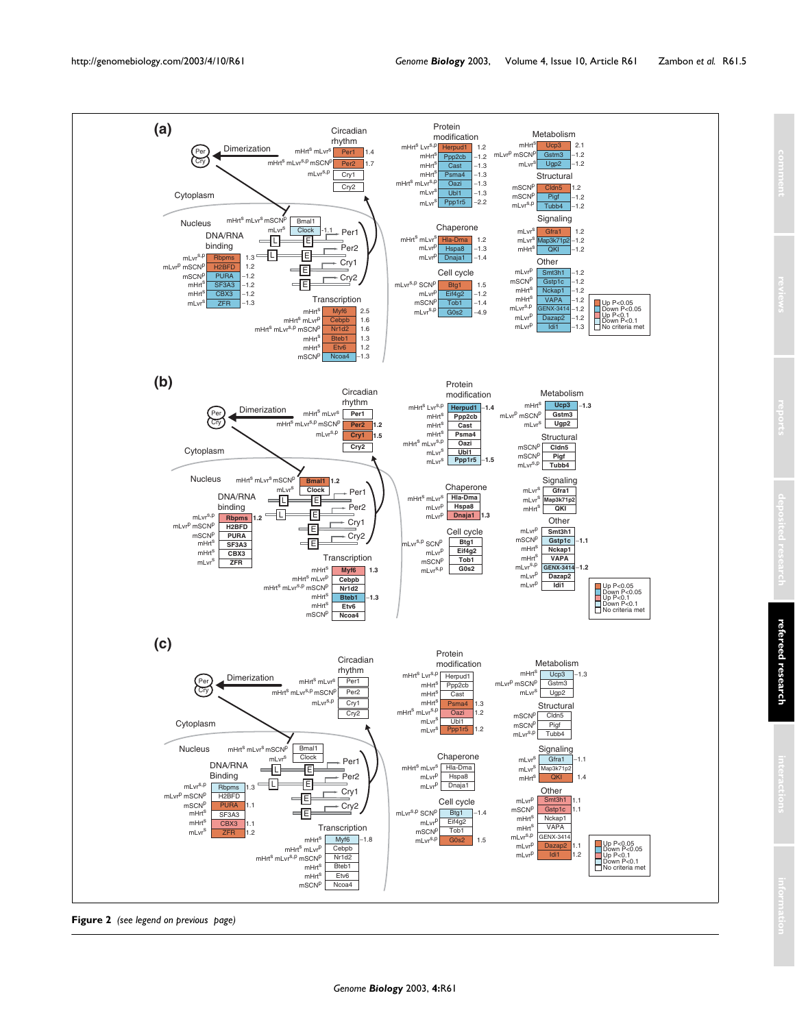**Figure 2** *(see legend on previous page)*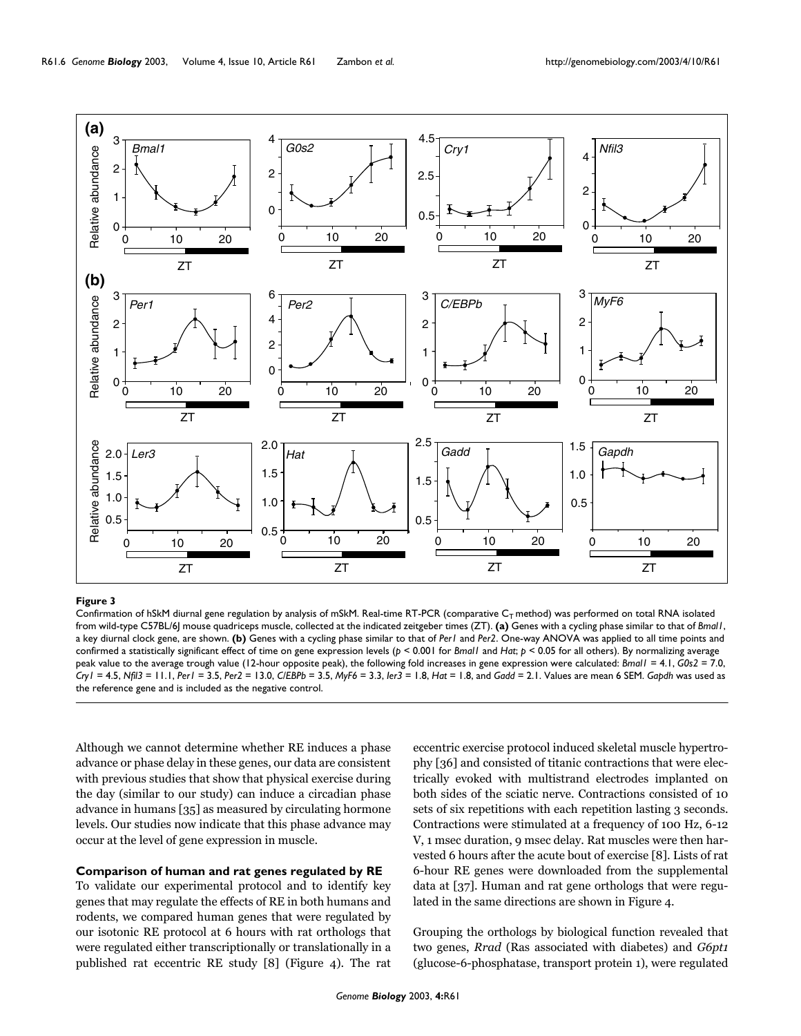**Figure 3**

Confirmation of hSkM diurnal gene regulation by analysis of mSkM. Real-time RT-PCR (comparative $C_T$ method) was performed on total RNA isolated from wild-type C57BL/6J mouse quadriceps muscle, collected at the indicated zeitgeber times (ZT). **(a)** Genes with a cycling phase similar to that of *Bmal1*, a key diurnal clock gene, are shown. **(b)** Genes with a cycling phase similar to that of *Per1* and *Per2*. One-way ANOVA was applied to all time points and confirmed a statistically significant effect of time on gene expression levels ($p < 0.001$ for *Bmal1* and *Hat*; $p < 0.05$ for all others). By normalizing average peak value to the average trough value (12-hour opposite peak), the following fold increases in gene expression were calculated: *Bmal1* = 4.1, *G0s2* = 7.0, *Cry1* = 4.5, *Nfil3* = 11.1, *Per1* = 3.5, *Per2* = 13.0, *C/EBPb* = 3.5, *MyF6* = 3.3, *Ier3* = 1.8, *Hat* = 1.8, and *Gadd* = 2.1. Values are mean 6 SEM. *Gapdh* was used as the reference gene and is included as the negative control.

Although we cannot determine whether RE induces a phase advance or phase delay in these genes, our data are consistent with previous studies that show that physical exercise during the day (similar to our study) can induce a circadian phase advance in humans [35] as measured by circulating hormone levels. Our studies now indicate that this phase advance may occur at the level of gene expression in muscle.

### Comparison of human and rat genes regulated by RE

To validate our experimental protocol and to identify key genes that may regulate the effects of RE in both humans and rodents, we compared human genes that were regulated by our isotonic RE protocol at 6 hours with rat orthologs that were regulated either transcriptionally or translationally in a published rat eccentric RE study [8] (Figure 4). The rat eccentric exercise protocol induced skeletal muscle hypertrophy [36] and consisted of titanic contractions that were electrically evoked with multistrand electrodes implanted on both sides of the sciatic nerve. Contractions consisted of 10 sets of six repetitions with each repetition lasting 3 seconds. Contractions were stimulated at a frequency of 100 Hz, 6-12 V, 1 msec duration, 9 msec delay. Rat muscles were then harvested 6 hours after the acute bout of exercise [8]. Lists of rat 6-hour RE genes were downloaded from the supplemental data at [37]. Human and rat gene orthologs that were regulated in the same directions are shown in Figure 4.

Grouping the orthologs by biological function revealed that two genes, *Rrad* (Ras associated with diabetes) and *G6pt1* (glucose-6-phosphatase, transport protein 1), were regulated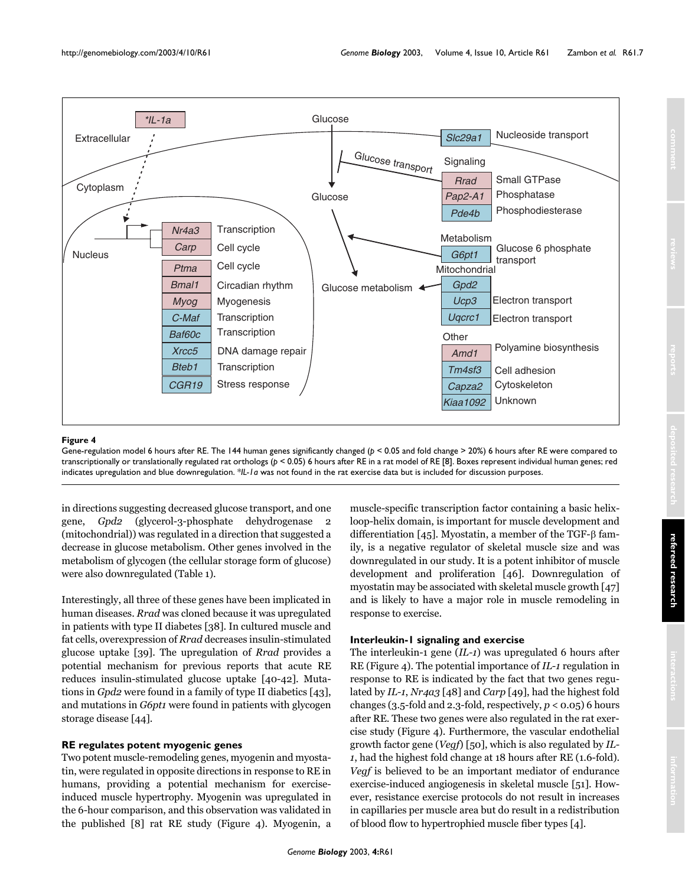**Figure 4**

Gene-regulation model 6 hours after RE. The 144 human genes significantly changed ($p < 0.05$ and fold change > 20%) 6 hours after RE were compared to transcriptionally or translationally regulated rat orthologs ($p < 0.05$) 6 hours after RE in a rat model of RE [8]. Boxes represent individual human genes; red indicates upregulation and blue downregulation. **IL-1a* was not found in the rat exercise data but is included for discussion purposes.

in directions suggesting decreased glucose transport, and one gene, *Gpd2* (glycerol-3-phosphate dehydrogenase 2 (mitochondrial)) was regulated in a direction that suggested a decrease in glucose metabolism. Other genes involved in the metabolism of glycogen (the cellular storage form of glucose) were also downregulated (Table 1).

Interestingly, all three of these genes have been implicated in human diseases. *Rrad* was cloned because it was upregulated in patients with type II diabetes [38]. In cultured muscle and fat cells, overexpression of *Rrad* decreases insulin-stimulated glucose uptake [39]. The upregulation of *Rrad* provides a potential mechanism for previous reports that acute RE reduces insulin-stimulated glucose uptake [40-42]. Mutations in *Gpd2* were found in a family of type II diabetics [43], and mutations in *G6pt1* were found in patients with glycogen storage disease [44].

### RE regulates potent myogenic genes

Two potent muscle-remodeling genes, myogenin and myostatin, were regulated in opposite directions in response to RE in humans, providing a potential mechanism for exercise-induced muscle hypertrophy. Myogenin was upregulated in the 6-hour comparison, and this observation was validated in the published [8] rat RE study (Figure 4). Myogenin, a muscle-specific transcription factor containing a basic helix-loop-helix domain, is important for muscle development and differentiation [45]. Myostatin, a member of the TGF-β family, is a negative regulator of skeletal muscle size and was downregulated in our study. It is a potent inhibitor of muscle development and proliferation [46]. Downregulation of myostatin may be associated with skeletal muscle growth [47] and is likely to have a major role in muscle remodeling in response to exercise.

### Interleukin-1 signaling and exercise

The interleukin-1 gene (*IL-1*) was upregulated 6 hours after RE (Figure 4). The potential importance of *IL-1* regulation in response to RE is indicated by the fact that two genes regulated by *IL-1*, *Nr4a3* [48] and *Carp* [49], had the highest fold changes (3.5-fold and 2.3-fold, respectively, $p < 0.05$) 6 hours after RE. These two genes were also regulated in the rat exercise study (Figure 4). Furthermore, the vascular endothelial growth factor gene (*Vegf*) [50], which is also regulated by *IL-1*, had the highest fold change at 18 hours after RE (1.6-fold). *Vegf* is believed to be an important mediator of endurance exercise-induced angiogenesis in skeletal muscle [51]. However, resistance exercise protocols do not result in increases in capillaries per muscle area but do result in a redistribution of blood flow to hypertrophied muscle fiber types [4].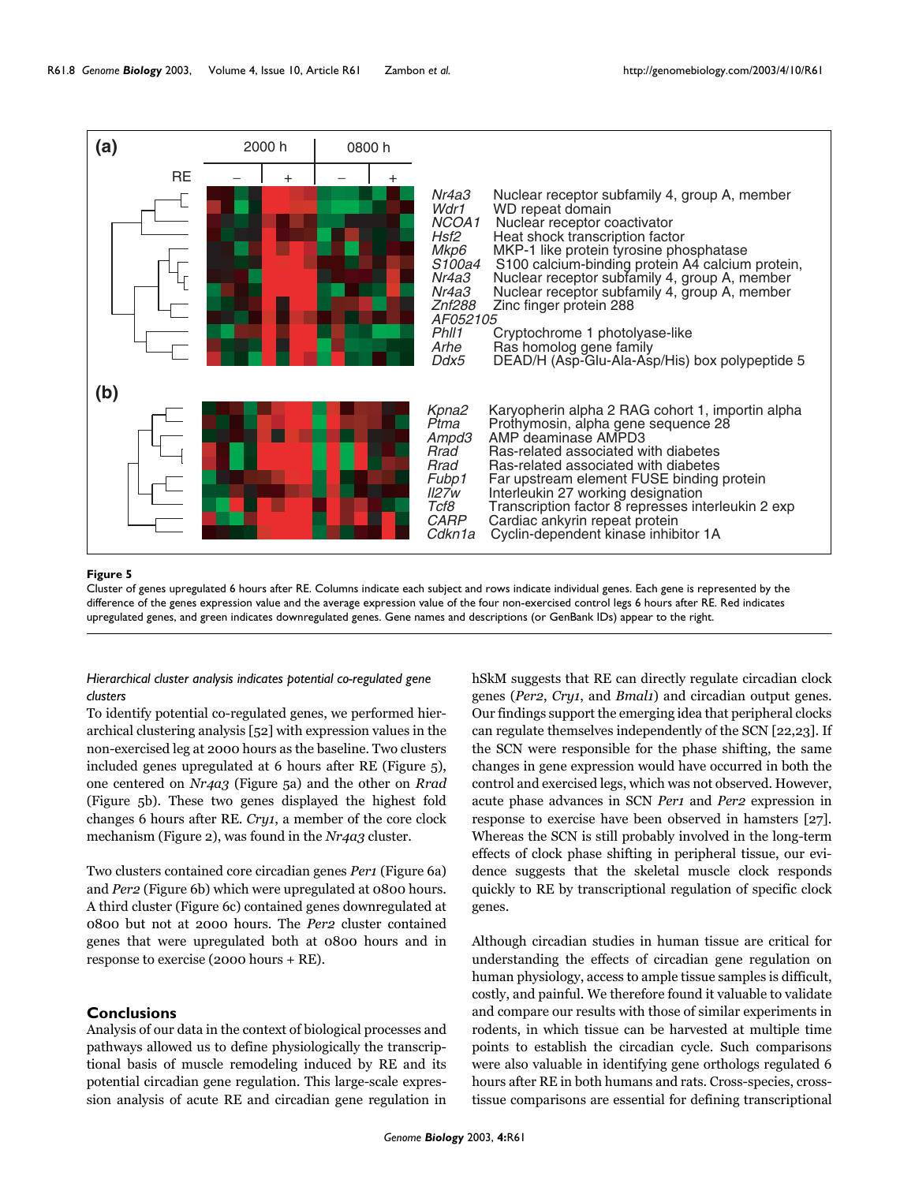**Figure 5**

Cluster of genes upregulated 6 hours after RE. Columns indicate each subject and rows indicate individual genes. Each gene is represented by the difference of the genes expression value and the average expression value of the four non-exercised control legs 6 hours after RE. Red indicates upregulated genes, and green indicates downregulated genes. Gene names and descriptions (or GenBank IDs) appear to the right.

### *Hierarchical cluster analysis indicates potential co-regulated gene clusters*

To identify potential co-regulated genes, we performed hierarchical clustering analysis [52] with expression values in the non-exercised leg at 2000 hours as the baseline. Two clusters included genes upregulated at 6 hours after RE (Figure 5), one centered on *Nr4a3* (Figure 5a) and the other on *Rrad* (Figure 5b). These two genes displayed the highest fold changes 6 hours after RE. *Cry1*, a member of the core clock mechanism (Figure 2), was found in the *Nr4a3* cluster.

Two clusters contained core circadian genes *Per1* (Figure 6a) and *Per2* (Figure 6b) which were upregulated at 0800 hours. A third cluster (Figure 6c) contained genes downregulated at 0800 but not at 2000 hours. The *Per2* cluster contained genes that were upregulated both at 0800 hours and in response to exercise (2000 hours + RE).

## Conclusions

Analysis of our data in the context of biological processes and pathways allowed us to define physiologically the transcriptional basis of muscle remodeling induced by RE and its potential circadian gene regulation. This large-scale expression analysis of acute RE and circadian gene regulation in hSkM suggests that RE can directly regulate circadian clock genes (*Per2*, *Cry1*, and *Bmal1*) and circadian output genes. Our findings support the emerging idea that peripheral clocks can regulate themselves independently of the SCN [22,23]. If the SCN were responsible for the phase shifting, the same changes in gene expression would have occurred in both the control and exercised legs, which was not observed. However, acute phase advances in SCN *Per1* and *Per2* expression in response to exercise have been observed in hamsters [27]. Whereas the SCN is still probably involved in the long-term effects of clock phase shifting in peripheral tissue, our evidence suggests that the skeletal muscle clock responds quickly to RE by transcriptional regulation of specific clock genes.

Although circadian studies in human tissue are critical for understanding the effects of circadian gene regulation on human physiology, access to ample tissue samples is difficult, costly, and painful. We therefore found it valuable to validate and compare our results with those of similar experiments in rodents, in which tissue can be harvested at multiple time points to establish the circadian cycle. Such comparisons were also valuable in identifying gene orthologs regulated 6 hours after RE in both humans and rats. Cross-species, cross-tissue comparisons are essential for defining transcriptional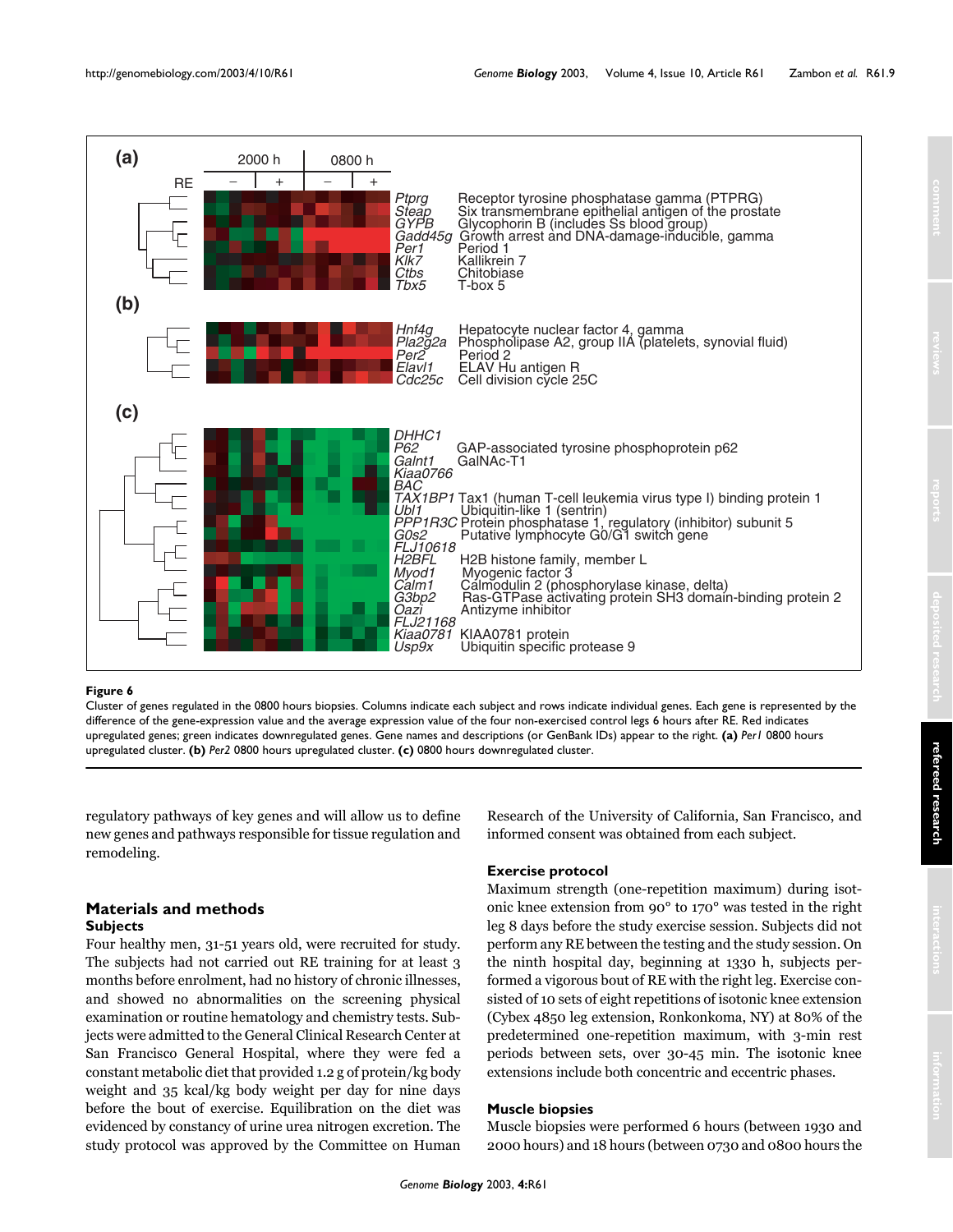**Figure 6**

Cluster of genes regulated in the 0800 hours biopsies. Columns indicate each subject and rows indicate individual genes. Each gene is represented by the difference of the gene-expression value and the average expression value of the four non-exercised control legs 6 hours after RE. Red indicates upregulated genes; green indicates downregulated genes. Gene names and descriptions (or GenBank IDs) appear to the right. **(a)** *Per1* 0800 hours upregulated cluster. **(b)** *Per2* 0800 hours upregulated cluster. **(c)** 0800 hours downregulated cluster.

regulatory pathways of key genes and will allow us to define new genes and pathways responsible for tissue regulation and remodeling.

## Materials and methods

### Subjects

Four healthy men, 31-51 years old, were recruited for study. The subjects had not carried out RE training for at least 3 months before enrolment, had no history of chronic illnesses, and showed no abnormalities on the screening physical examination or routine hematology and chemistry tests. Subjects were admitted to the General Clinical Research Center at San Francisco General Hospital, where they were fed a constant metabolic diet that provided 1.2 g of protein/kg body weight and 35 kcal/kg body weight per day for nine days before the bout of exercise. Equilibration on the diet was evidenced by constancy of urine urea nitrogen excretion. The study protocol was approved by the Committee on Human Research of the University of California, San Francisco, and informed consent was obtained from each subject.

### Exercise protocol

Maximum strength (one-repetition maximum) during isotonic knee extension from 90° to 170° was tested in the right leg 8 days before the study exercise session. Subjects did not perform any RE between the testing and the study session. On the ninth hospital day, beginning at 1330 h, subjects performed a vigorous bout of RE with the right leg. Exercise consisted of 10 sets of eight repetitions of isotonic knee extension (Cybex 4850 leg extension, Ronkonkoma, NY) at 80% of the predetermined one-repetition maximum, with 3-min rest periods between sets, over 30-45 min. The isotonic knee extensions include both concentric and eccentric phases.

### Muscle biopsies

Muscle biopsies were performed 6 hours (between 1930 and 2000 hours) and 18 hours (between 0730 and 0800 hours the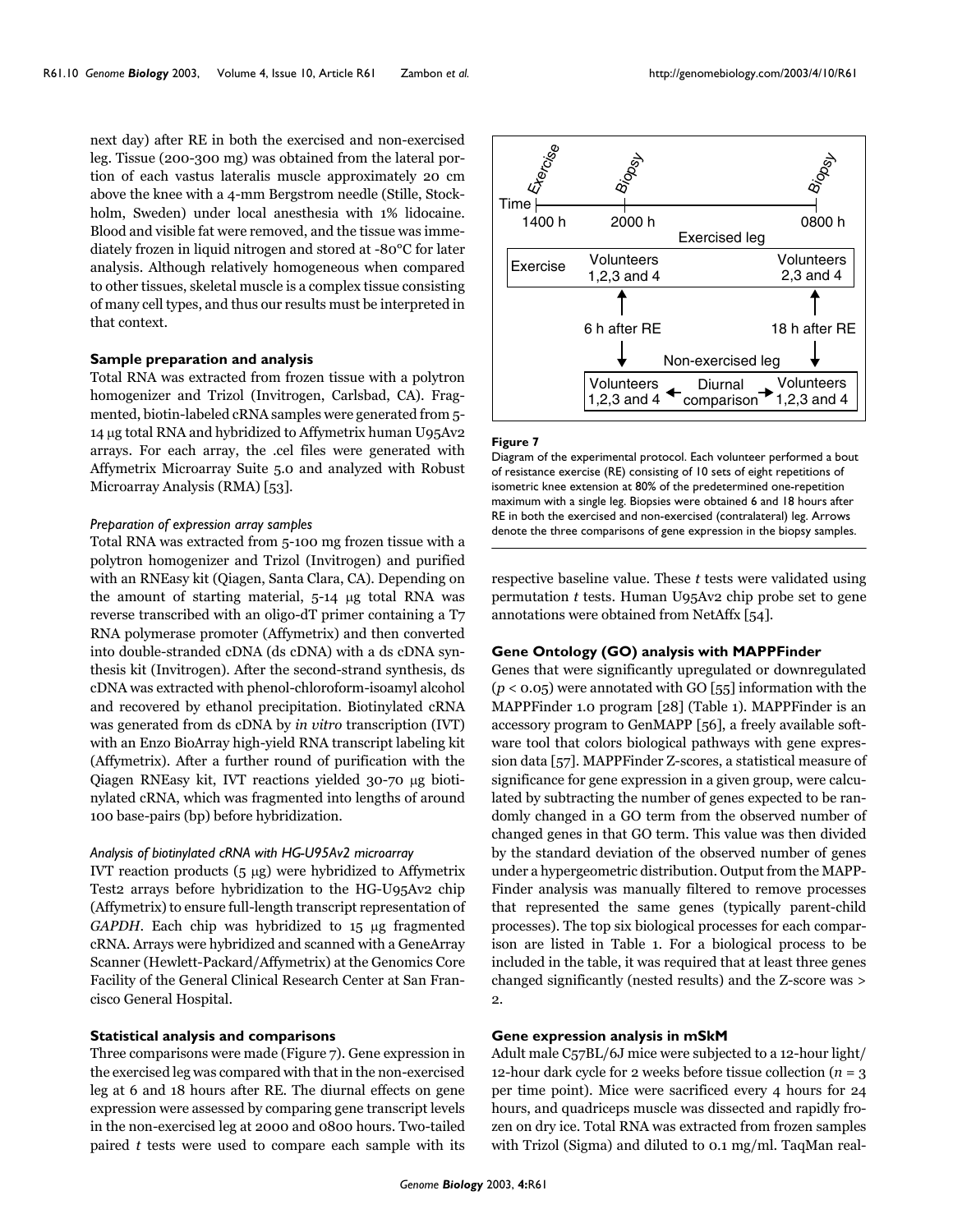next day) after RE in both the exercised and non-exercised leg. Tissue (200-300 mg) was obtained from the lateral portion of each vastus lateralis muscle approximately 20 cm above the knee with a 4-mm Bergstrom needle (Stille, Stockholm, Sweden) under local anesthesia with 1% lidocaine. Blood and visible fat were removed, and the tissue was immediately frozen in liquid nitrogen and stored at -80°C for later analysis. Although relatively homogeneous when compared to other tissues, skeletal muscle is a complex tissue consisting of many cell types, and thus our results must be interpreted in that context.

### Sample preparation and analysis

Total RNA was extracted from frozen tissue with a polytron homogenizer and Trizol (Invitrogen, Carlsbad, CA). Fragmented, biotin-labeled cRNA samples were generated from 5-14 μg total RNA and hybridized to Affymetrix human U95Av2 arrays. For each array, the .cel files were generated with Affymetrix Microarray Suite 5.0 and analyzed with Robust Microarray Analysis (RMA) [53].

#### *Preparation of expression array samples*

Total RNA was extracted from 5-100 mg frozen tissue with a polytron homogenizer and Trizol (Invitrogen) and purified with an RNEasy kit (Qiagen, Santa Clara, CA). Depending on the amount of starting material, 5-14 μg total RNA was reverse transcribed with an oligo-dT primer containing a T7 RNA polymerase promoter (Affymetrix) and then converted into double-stranded cDNA (ds cDNA) with a ds cDNA synthesis kit (Invitrogen). After the second-strand synthesis, ds cDNA was extracted with phenol-chloroform-isoamyl alcohol and recovered by ethanol precipitation. Biotinylated cRNA was generated from ds cDNA by *in vitro* transcription (IVT) with an Enzo BioArray high-yield RNA transcript labeling kit (Affymetrix). After a further round of purification with the Qiagen RNEasy kit, IVT reactions yielded 30-70 μg biotinylated cRNA, which was fragmented into lengths of around 100 base-pairs (bp) before hybridization.

#### *Analysis of biotinylated cRNA with HG-U95Av2 microarray*

IVT reaction products (5 μg) were hybridized to Affymetrix Test2 arrays before hybridization to the HG-U95Av2 chip (Affymetrix) to ensure full-length transcript representation of *GAPDH*. Each chip was hybridized to 15 μg fragmented cRNA. Arrays were hybridized and scanned with a GeneArray Scanner (Hewlett-Packard/Affymetrix) at the Genomics Core Facility of the General Clinical Research Center at San Francisco General Hospital.

### Statistical analysis and comparisons

Three comparisons were made (Figure 7). Gene expression in the exercised leg was compared with that in the non-exercised leg at 6 and 18 hours after RE. The diurnal effects on gene expression were assessed by comparing gene transcript levels in the non-exercised leg at 2000 and 0800 hours. Two-tailed paired *t* tests were used to compare each sample with its respective baseline value. These *t* tests were validated using permutation *t* tests. Human U95Av2 chip probe set to gene annotations were obtained from NetAffx [54].

**Figure 7**

Diagram of the experimental protocol. Each volunteer performed a bout of resistance exercise (RE) consisting of 10 sets of eight repetitions of isometric knee extension at 80% of the predetermined one-repetition maximum with a single leg. Biopsies were obtained 6 and 18 hours after RE in both the exercised and non-exercised (contralateral) leg. Arrows denote the three comparisons of gene expression in the biopsy samples.

### Gene Ontology (GO) analysis with MAPPFinder

Genes that were significantly upregulated or downregulated ($p < 0.05$) were annotated with GO [55] information with the MAPPFinder 1.0 program [28] (Table 1). MAPPFinder is an accessory program to GenMAPP [56], a freely available software tool that colors biological pathways with gene expression data [57]. MAPPFinder Z-scores, a statistical measure of significance for gene expression in a given group, were calculated by subtracting the number of genes expected to be randomly changed in a GO term from the observed number of changed genes in that GO term. This value was then divided by the standard deviation of the observed number of genes under a hypergeometric distribution. Output from the MAPPFinder analysis was manually filtered to remove processes that represented the same genes (typically parent-child processes). The top six biological processes for each comparison are listed in Table 1. For a biological process to be included in the table, it was required that at least three genes changed significantly (nested results) and the Z-score was > 2.

### Gene expression analysis in mSkM

Adult male C57BL/6J mice were subjected to a 12-hour light/12-hour dark cycle for 2 weeks before tissue collection ($n = 3$ per time point). Mice were sacrificed every 4 hours for 24 hours, and quadriceps muscle was dissected and rapidly frozen on dry ice. Total RNA was extracted from frozen samples with Trizol (Sigma) and diluted to 0.1 mg/ml. TaqMan real-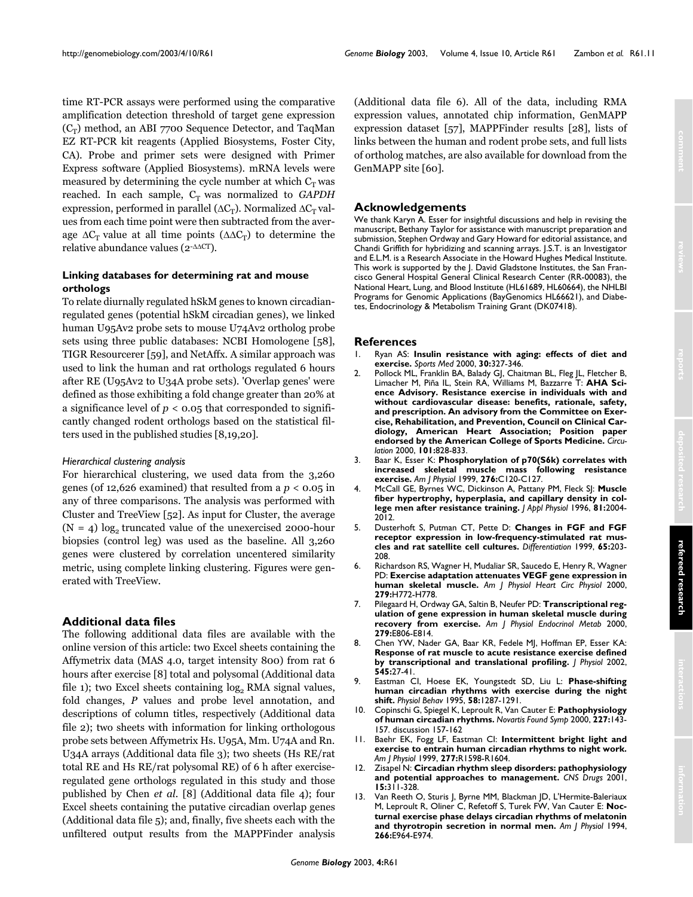time RT-PCR assays were performed using the comparative amplification detection threshold of target gene expression ($C_T$) method, an ABI 7700 Sequence Detector, and TaqMan EZ RT-PCR kit reagents (Applied Biosystems, Foster City, CA). Probe and primer sets were designed with Primer Express software (Applied Biosystems). mRNA levels were measured by determining the cycle number at which $C_T$ was reached. In each sample, $C_T$ was normalized to *GAPDH* expression, performed in parallel ($\Delta C_T$). Normalized $\Delta C_T$ values from each time point were then subtracted from the average $\Delta C_T$ value at all time points ($\Delta\Delta C_T$) to determine the relative abundance values ($2^{-\Delta\Delta CT}$).

### Linking databases for determining rat and mouse orthologs

To relate diurnally regulated hSkM genes to known circadian-regulated genes (potential hSkM circadian genes), we linked human U95Av2 probe sets to mouse U74Av2 ortholog probe sets using three public databases: NCBI Homologene [58], TIGR Resourcerer [59], and NetAffx. A similar approach was used to link the human and rat orthologs regulated 6 hours after RE (U95Av2 to U34A probe sets). 'Overlap genes' were defined as those exhibiting a fold change greater than 20% at a significance level of $p < 0.05$ that corresponded to significantly changed rodent orthologs based on the statistical filters used in the published studies [8,19,20].

#### *Hierarchical clustering analysis*

For hierarchical clustering, we used data from the 3,260 genes (of 12,626 examined) that resulted from a $p < 0.05$ in any of three comparisons. The analysis was performed with Cluster and TreeView [52]. As input for Cluster, the average ($N = 4$) $\log_2$ truncated value of the unexercised 2000-hour biopsies (control leg) was used as the baseline. All 3,260 genes were clustered by correlation uncentered similarity metric, using complete linking clustering. Figures were generated with TreeView.

## Additional data files

The following additional data files are available with the online version of this article: two Excel sheets containing the Affymetrix data (MAS 4.0, target intensity 800) from rat 6 hours after exercise [8] total and polysomal (Additional data file 1); two Excel sheets containing $\log_2$ RMA signal values, fold changes, *P* values and probe level annotation, and descriptions of column titles, respectively (Additional data file 2); two sheets with information for linking orthologous probe sets between Affymetrix Hs. U95A, Mm. U74A and Rn. U34A arrays (Additional data file 3); two sheets (Hs RE/rat total RE and Hs RE/rat polysomal RE) of 6 h after exercise-regulated gene orthologs regulated in this study and those published by Chen *et al.* [8] (Additional data file 4); four Excel sheets containing the putative circadian overlap genes (Additional data file 5); and, finally, five sheets each with the unfiltered output results from the MAPPFinder analysis (Additional data file 6). All of the data, including RMA expression values, annotated chip information, GenMAPP expression dataset [57], MAPPFinder results [28], lists of links between the human and rodent probe sets, and full lists of ortholog matches, are also available for download from the GenMAPP site [60].

## Acknowledgements

We thank Karyn A. Esser for insightful discussions and help in revising the manuscript, Bethany Taylor for assistance with manuscript preparation and submission, Stephen Ordway and Gary Howard for editorial assistance, and Chandi Griffith for hybridizing and scanning arrays. J.S.T. is an Investigator and E.L.M. is a Research Associate in the Howard Hughes Medical Institute. This work is supported by the J. David Gladstone Institutes, the San Francisco General Hospital General Clinical Research Center (RR-00083), the National Heart, Lung, and Blood Institute (HL61689, HL60664), the NHLBI Programs for Genomic Applications (BayGenomics HL66621), and Diabetes, Endocrinology & Metabolism Training Grant (DK07418).

## References

1. Ryan AS: **Insulin resistance with aging: effects of diet and exercise.** *Sports Med* 2000, **30:**327-346.
2. Pollock ML, Franklin BA, Balady GJ, Chaitman BL, Fleg JL, Fletcher B, Limacher M, Piña IL, Stein RA, Williams M, Bazzarre T: **AHA Science Advisory. Resistance exercise in individuals with and without cardiovascular disease: benefits, rationale, safety, and prescription. An advisory from the Committee on Exercise, Rehabilitation, and Prevention, Council on Clinical Cardiology, American Heart Association; Position paper endorsed by the American College of Sports Medicine.** *Circulation* 2000, **101:**828-833.
3. Baar K, Esser K: **Phosphorylation of p70(S6k) correlates with increased skeletal muscle mass following resistance exercise.** *Am J Physiol* 1999, **276:**C120-C127.
4. McCall GE, Byrnes WC, Dickinson A, Pattany PM, Fleck SJ: **Muscle fiber hypertrophy, hyperplasia, and capillary density in college men after resistance training.** *J Appl Physiol* 1996, **81:**2004-2012.
5. Dusterhoft S, Putman CT, Pette D: **Changes in FGF and FGF receptor expression in low-frequency-stimulated rat muscles and rat satellite cell cultures.** *Differentiation* 1999, **65:**203-208.
6. Richardson RS, Wagner H, Mudaliar SR, Saucedo E, Henry R, Wagner PD: **Exercise adaptation attenuates VEGF gene expression in human skeletal muscle.** *Am J Physiol Heart Circ Physiol* 2000, **279:**H772-H778.
7. Pilegaard H, Ordway GA, Saltin B, Neufer PD: **Transcriptional regulation of gene expression in human skeletal muscle during recovery from exercise.** *Am J Physiol Endocrinol Metab* 2000, **279:**E806-E814.
8. Chen YW, Nader GA, Baar KR, Fedele MJ, Hoffman EP, Esser KA: **Response of rat muscle to acute resistance exercise defined by transcriptional and translational profiling.** *J Physiol* 2002, **545:**27-41.
9. Eastman CI, Hoese EK, Youngstedt SD, Liu L: **Phase-shifting human circadian rhythms with exercise during the night shift.** *Physiol Behav* 1995, **58:**1287-1291.
10. Copinschi G, Spiegel K, Leproult R, Van Cauter E: **Pathophysiology of human circadian rhythms.** *Novartis Found Symp* 2000, **227:**143-157. discussion 157-162
11. Baehr EK, Fogg LF, Eastman CI: **Intermittent bright light and exercise to entrain human circadian rhythms to night work.** *Am J Physiol* 1999, **277:**R1598-R1604.
12. Zisapel N: **Circadian rhythm sleep disorders: pathophysiology and potential approaches to management.** *CNS Drugs* 2001, **15:**311-328.
13. Van Reeth O, Sturis J, Byrne MM, Blackman JD, L'Hermite-Baleriaux M, Leproult R, Oliner C, Refetoff S, Turek FW, Van Cauter E: **Nocturnal exercise phase delays circadian rhythms of melatonin and thyrotropin secretion in normal men.** *Am J Physiol* 1994, **266:**E964-E974.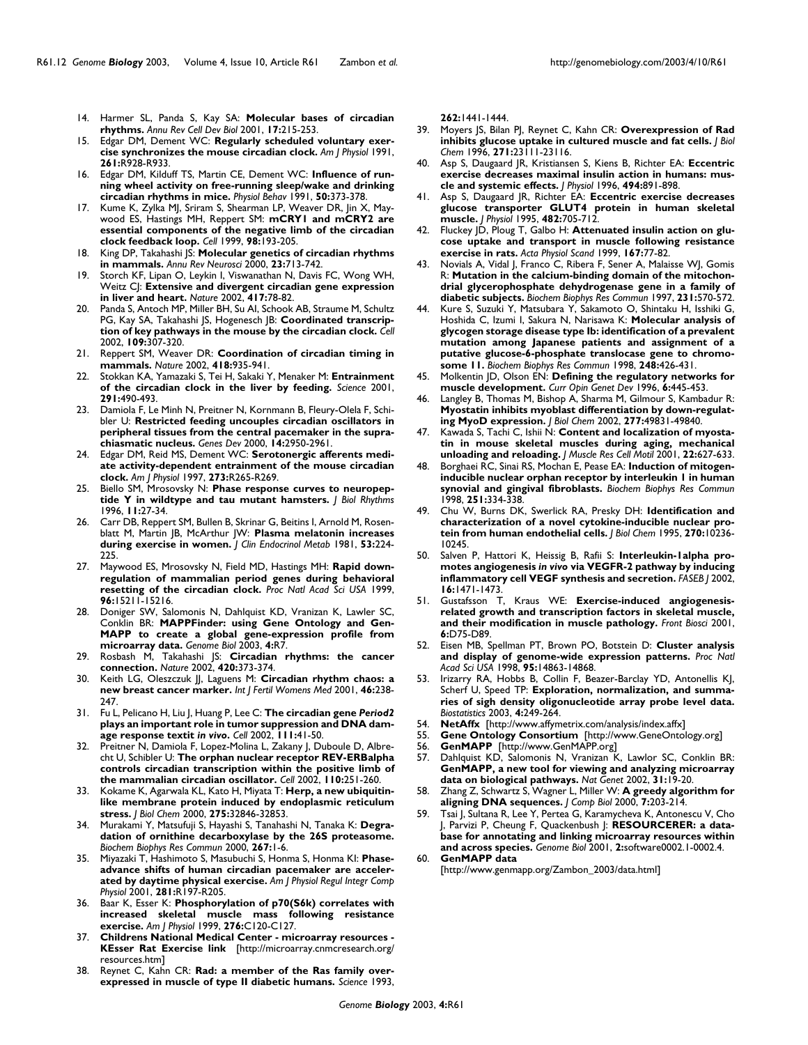14. Harmer SL, Panda S, Kay SA: **Molecular bases of circadian rhythms.** *Annu Rev Cell Dev Biol* 2001, **17:**215-253.
15. Edgar DM, Dement WC: **Regularly scheduled voluntary exercise synchronizes the mouse circadian clock.** *Am J Physiol* 1991, **261:**R928-R933.
16. Edgar DM, Kilduff TS, Martin CE, Dement WC: **Influence of running wheel activity on free-running sleep/wake and drinking circadian rhythms in mice.** *Physiol Behav* 1991, **50:**373-378.
17. Kume K, Zylka MJ, Sriram S, Shearman LP, Weaver DR, Jin X, Maywood ES, Hastings MH, Reppert SM: **mCRY1 and mCRY2 are essential components of the negative limb of the circadian clock feedback loop.** *Cell* 1999, **98:**193-205.
18. King DP, Takahashi JS: **Molecular genetics of circadian rhythms in mammals.** *Annu Rev Neurosci* 2000, **23:**713-742.
19. Storch KF, Lipan O, Leykin I, Viswanathan N, Davis FC, Wong WH, Weitz CJ: **Extensive and divergent circadian gene expression in liver and heart.** *Nature* 2002, **417:**78-82.
20. Panda S, Antoch MP, Miller BH, Su AI, Schook AB, Straume M, Schultz PG, Kay SA, Takahashi JS, Hogenesch JB: **Coordinated transcription of key pathways in the mouse by the circadian clock.** *Cell* 2002, **109:**307-320.
21. Reppert SM, Weaver DR: **Coordination of circadian timing in mammals.** *Nature* 2002, **418:**935-941.
22. Stokkan KA, Yamazaki S, Tei H, Sakaki Y, Menaker M: **Entrainment of the circadian clock in the liver by feeding.** *Science* 2001, **291:**490-493.
23. Damiola F, Le Minh N, Preitner N, Kornmann B, Fleury-Olela F, Schibler U: **Restricted feeding uncouples circadian oscillators in peripheral tissues from the central pacemaker in the suprachiasmatic nucleus.** *Genes Dev* 2000, **14:**2950-2961.
24. Edgar DM, Reid MS, Dement WC: **Serotonergic afferents mediate activity-dependent entrainment of the mouse circadian clock.** *Am J Physiol* 1997, **273:**R265-R269.
25. Biello SM, Mrosovsky N: **Phase response curves to neuropeptide Y in wildtype and tau mutant hamsters.** *J Biol Rhythms* 1996, **11:**27-34.
26. Carr DB, Reppert SM, Bullen B, Skrinar G, Beitins I, Arnold M, Rosenblatt M, Martin JB, McArthur JW: **Plasma melatonin increases during exercise in women.** *J Clin Endocrinol Metab* 1981, **53:**224-225.
27. Maywood ES, Mrosovsky N, Field MD, Hastings MH: **Rapid down-regulation of mammalian period genes during behavioral resetting of the circadian clock.** *Proc Natl Acad Sci USA* 1999, **96:**15211-15216.
28. Doniger SW, Salomonis N, Dahlquist KD, Vranizan K, Lawler SC, Conklin BR: **MAPPFinder: using Gene Ontology and GenMAPP to create a global gene-expression profile from microarray data.** *Genome Biol* 2003, **4:**R7.
29. Rosbash M, Takahashi JS: **Circadian rhythms: the cancer connection.** *Nature* 2002, **420:**373-374.
30. Keith LG, Oleszczuk JJ, Laguens M: **Circadian rhythm chaos: a new breast cancer marker.** *Int J Fertil Womens Med* 2001, **46:**238-247.
31. Fu L, Pelicano H, Liu J, Huang P, Lee C: **The circadian gene *Period2* plays an important role in tumor suppression and DNA damage response textit *in vivo*.** *Cell* 2002, **111:**41-50.
32. Preitner N, Damiola F, Lopez-Molina L, Zakany J, Duboule D, Albrecht U, Schibler U: **The orphan nuclear receptor REV-ERBalpha controls circadian transcription within the positive limb of the mammalian circadian oscillator.** *Cell* 2002, **110:**251-260.
33. Kokame K, Agarwala KL, Kato H, Miyata T: **Herp, a new ubiquitin-like membrane protein induced by endoplasmic reticulum stress.** *J Biol Chem* 2000, **275:**32846-32853.
34. Murakami Y, Matsufuji S, Hayashi S, Tanahashi N, Tanaka K: **Degradation of ornithine decarboxylase by the 26S proteasome.** *Biochem Biophys Res Commun* 2000, **267:**1-6.
35. Miyazaki T, Hashimoto S, Masubuchi S, Honma S, Honma KI: **Phase-advance shifts of human circadian pacemaker are accelerated by daytime physical exercise.** *Am J Physiol Regul Integr Comp Physiol* 2001, **281:**R197-R205.
36. Baar K, Esser K: **Phosphorylation of p70(S6k) correlates with increased skeletal muscle mass following resistance exercise.** *Am J Physiol* 1999, **276:**C120-C127.
37. **Childrens National Medical Center - microarray resources - KEsser Rat Exercise link** [http://microarray.cnmcresearch.org/resources.htm]
38. Reynet C, Kahn CR: **Rad: a member of the Ras family overexpressed in muscle of type II diabetic humans.** *Science* 1993, **262:**1441-1444.
39. Moyers JS, Bilan PJ, Reynet C, Kahn CR: **Overexpression of Rad inhibits glucose uptake in cultured muscle and fat cells.** *J Biol Chem* 1996, **271:**23111-23116.
40. Asp S, Daugaard JR, Kristiansen S, Kiens B, Richter EA: **Eccentric exercise decreases maximal insulin action in humans: muscle and systemic effects.** *J Physiol* 1996, **494:**891-898.
41. Asp S, Daugaard JR, Richter EA: **Eccentric exercise decreases glucose transporter GLUT4 protein in human skeletal muscle.** *J Physiol* 1995, **482:**705-712.
42. Fluckey JD, Ploug T, Galbo H: **Attenuated insulin action on glucose uptake and transport in muscle following resistance exercise in rats.** *Acta Physiol Scand* 1999, **167:**77-82.
43. Novials A, Vidal J, Franco C, Ribera F, Sener A, Malaisse WJ, Gomis R: **Mutation in the calcium-binding domain of the mitochondrial glycerophosphate dehydrogenase gene in a family of diabetic subjects.** *Biochem Biophys Res Commun* 1997, **231:**570-572.
44. Kure S, Suzuki Y, Matsubara Y, Sakamoto O, Shintaku H, Isshiki G, Hoshida C, Izumi I, Sakura N, Narisawa K: **Molecular analysis of glycogen storage disease type Ib: identification of a prevalent mutation among Japanese patients and assignment of a putative glucose-6-phosphate translocase gene to chromosome 11.** *Biochem Biophys Res Commun* 1998, **248:**426-431.
45. Molkentin JD, Olson EN: **Defining the regulatory networks for muscle development.** *Curr Opin Genet Dev* 1996, **6:**445-453.
46. Langley B, Thomas M, Bishop A, Sharma M, Gilmour S, Kambadur R: **Myostatin inhibits myoblast differentiation by down-regulating MyoD expression.** *J Biol Chem* 2002, **277:**49831-49840.
47. Kawada S, Tachi C, Ishii N: **Content and localization of myostatin in mouse skeletal muscles during aging, mechanical unloading and reloading.** *J Muscle Res Cell Motil* 2001, **22:**627-633.
48. Borghaei RC, Sinai RS, Mochan E, Pease EA: **Induction of mitogen-inducible nuclear orphan receptor by interleukin 1 in human synovial and gingival fibroblasts.** *Biochem Biophys Res Commun* 1998, **251:**334-338.
49. Chu W, Burns DK, Swerlick RA, Presky DH: **Identification and characterization of a novel cytokine-inducible nuclear protein from human endothelial cells.** *J Biol Chem* 1995, **270:**10236-10245.
50. Salven P, Hattori K, Heissig B, Rafii S: **Interleukin-1alpha promotes angiogenesis *in vivo* via VEGFR-2 pathway by inducing inflammatory cell VEGF synthesis and secretion.** *FASEB J* 2002, **16:**1471-1473.
51. Gustafsson T, Kraus WE: **Exercise-induced angiogenesis-related growth and transcription factors in skeletal muscle, and their modification in muscle pathology.** *Front Biosci* 2001, **6:**D75-D89.
52. Eisen MB, Spellman PT, Brown PO, Botstein D: **Cluster analysis and display of genome-wide expression patterns.** *Proc Natl Acad Sci USA* 1998, **95:**14863-14868.
53. Irizarry RA, Hobbs B, Collin F, Beazer-Barclay YD, Antonellis KJ, Scherf U, Speed TP: **Exploration, normalization, and summaries of sigh density oligonucleotide array probe level data.** *Biostatistics* 2003, **4:**249-264.
54. **NetAffx** [http://www.affymetrix.com/analysis/index.affx]
55. **Gene Ontology Consortium** [http://www.GeneOntology.org]
56. **GenMAPP** [http://www.GenMAPP.org]
57. Dahlquist KD, Salomonis N, Vranizan K, Lawlor SC, Conklin BR: **GenMAPP, a new tool for viewing and analyzing microarray data on biological pathways.** *Nat Genet* 2002, **31:**19-20.
58. Zhang Z, Schwartz S, Wagner L, Miller W: **A greedy algorithm for aligning DNA sequences.** *J Comp Biol* 2000, **7:**203-214.
59. Tsai J, Sultana R, Lee Y, Pertea G, Karamycheva K, Antonescu V, Cho J, Parvizi P, Cheung F, Quackenbush J: **RESOURCERER: a database for annotating and linking microarray resources within and across species.** *Genome Biol* 2001, **2:**software0002.1-0002.4.
60. **GenMAPP data** [http://www.genmapp.org/Zambon_2003/data.html]